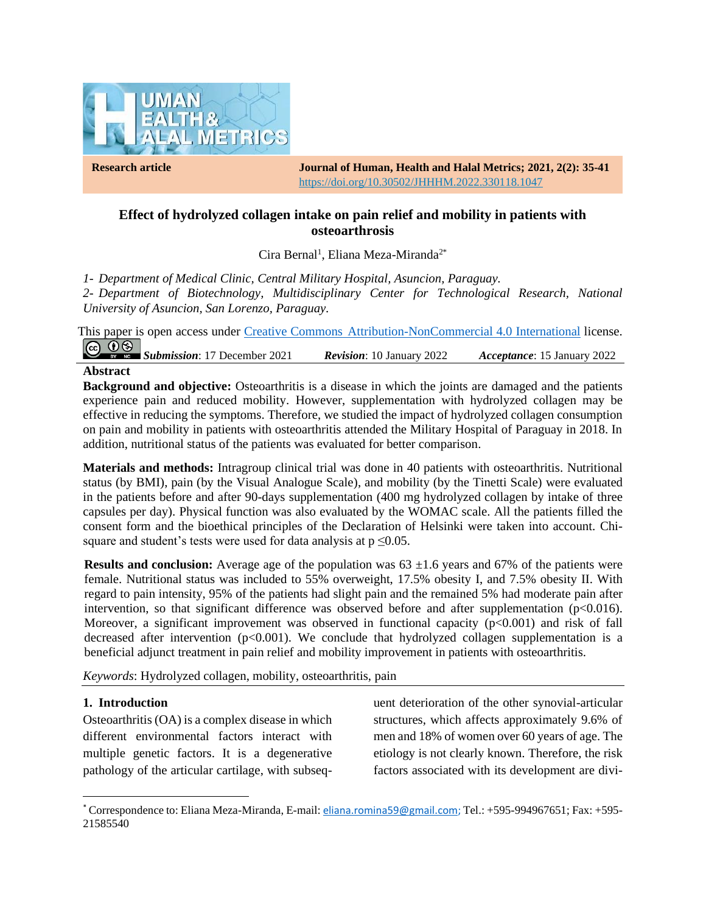Research article

Journal of Human, Health and Halal Metrics; 2021, 2(2): 35-41
https://doi.org/10.30502/JHHHM.2022.330118.1047

# Effect of hydrolyzed collagen intake on pain relief and mobility in patients with osteoarthrosis

Cira Bernal[1], Eliana Meza-Miranda[2*]

*1- Department of Medical Clinic, Central Military Hospital, Asuncion, Paraguay.*
*2- Department of Biotechnology, Multidisciplinary Center for Technological Research, National University of Asuncion, San Lorenzo, Paraguay.*

This paper is open access under Creative Commons Attribution-NonCommercial 4.0 International license.

***Submission***: 17 December 2021 ***Revision***: 10 January 2022 ***Acceptance***: 15 January 2022

## Abstract

**Background and objective:** Osteoarthritis is a disease in which the joints are damaged and the patients experience pain and reduced mobility. However, supplementation with hydrolyzed collagen may be effective in reducing the symptoms. Therefore, we studied the impact of hydrolyzed collagen consumption on pain and mobility in patients with osteoarthritis attended the Military Hospital of Paraguay in 2018. In addition, nutritional status of the patients was evaluated for better comparison.

**Materials and methods:** Intragroup clinical trial was done in 40 patients with osteoarthritis. Nutritional status (by BMI), pain (by the Visual Analogue Scale), and mobility (by the Tinetti Scale) were evaluated in the patients before and after 90-days supplementation (400 mg hydrolyzed collagen by intake of three capsules per day). Physical function was also evaluated by the WOMAC scale. All the patients filled the consent form and the bioethical principles of the Declaration of Helsinki were taken into account. Chi-square and student's tests were used for data analysis at $p \leq 0.05$.

**Results and conclusion:** Average age of the population was 63 ±1.6 years and 67% of the patients were female. Nutritional status was included to 55% overweight, 17.5% obesity I, and 7.5% obesity II. With regard to pain intensity, 95% of the patients had slight pain and the remained 5% had moderate pain after intervention, so that significant difference was observed before and after supplementation ($p<0.016$). Moreover, a significant improvement was observed in functional capacity ($p<0.001$) and risk of fall decreased after intervention ($p<0.001$). We conclude that hydrolyzed collagen supplementation is a beneficial adjunct treatment in pain relief and mobility improvement in patients with osteoarthritis.

*Keywords*: Hydrolyzed collagen, mobility, osteoarthritis, pain

## 1. Introduction

Osteoarthritis (OA) is a complex disease in which different environmental factors interact with multiple genetic factors. It is a degenerative pathology of the articular cartilage, with subsequent deterioration of the other synovial-articular structures, which affects approximately 9.6% of men and 18% of women over 60 years of age. The etiology is not clearly known. Therefore, the risk factors associated with its development are divi-

---

[*] Correspondence to: Eliana Meza-Miranda, E-mail: eliana.romina59@gmail.com; Tel.: +595-994967651; Fax: +595-21585540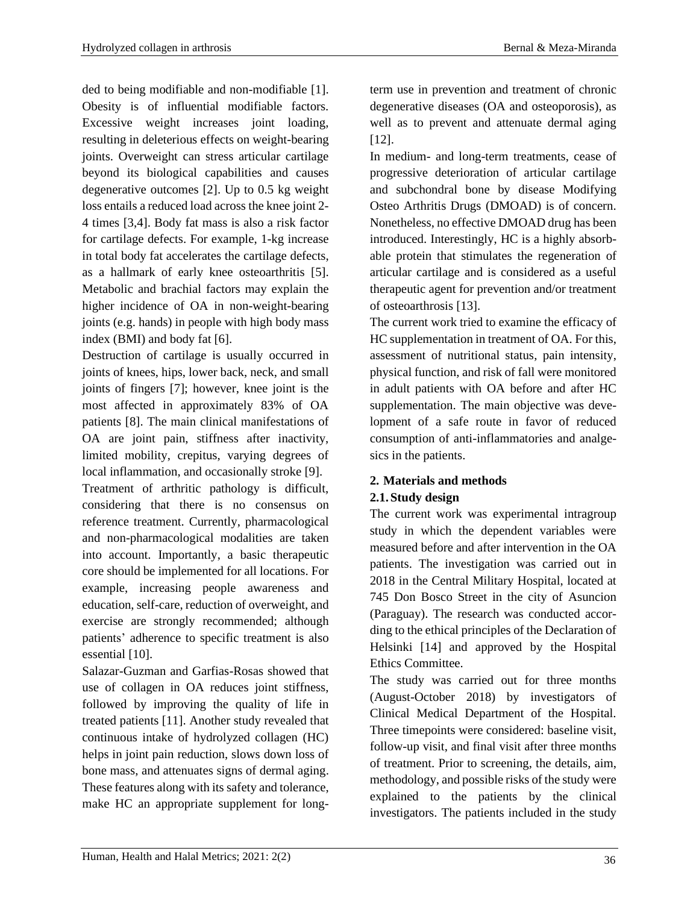ded to being modifiable and non-modifiable [1]. Obesity is of influential modifiable factors. Excessive weight increases joint loading, resulting in deleterious effects on weight-bearing joints. Overweight can stress articular cartilage beyond its biological capabilities and causes degenerative outcomes [2]. Up to 0.5 kg weight loss entails a reduced load across the knee joint 2-4 times [3,4]. Body fat mass is also a risk factor for cartilage defects. For example, 1-kg increase in total body fat accelerates the cartilage defects, as a hallmark of early knee osteoarthritis [5]. Metabolic and brachial factors may explain the higher incidence of OA in non-weight-bearing joints (e.g. hands) in people with high body mass index (BMI) and body fat [6].

Destruction of cartilage is usually occurred in joints of knees, hips, lower back, neck, and small joints of fingers [7]; however, knee joint is the most affected in approximately 83% of OA patients [8]. The main clinical manifestations of OA are joint pain, stiffness after inactivity, limited mobility, crepitus, varying degrees of local inflammation, and occasionally stroke [9].

Treatment of arthritic pathology is difficult, considering that there is no consensus on reference treatment. Currently, pharmacological and non-pharmacological modalities are taken into account. Importantly, a basic therapeutic core should be implemented for all locations. For example, increasing people awareness and education, self-care, reduction of overweight, and exercise are strongly recommended; although patients' adherence to specific treatment is also essential [10].

Salazar-Guzman and Garfias-Rosas showed that use of collagen in OA reduces joint stiffness, followed by improving the quality of life in treated patients [11]. Another study revealed that continuous intake of hydrolyzed collagen (HC) helps in joint pain reduction, slows down loss of bone mass, and attenuates signs of dermal aging. These features along with its safety and tolerance, make HC an appropriate supplement for long-term use in prevention and treatment of chronic degenerative diseases (OA and osteoporosis), as well as to prevent and attenuate dermal aging [12].

In medium- and long-term treatments, cease of progressive deterioration of articular cartilage and subchondral bone by disease Modifying Osteo Arthritis Drugs (DMOAD) is of concern. Nonetheless, no effective DMOAD drug has been introduced. Interestingly, HC is a highly absorbable protein that stimulates the regeneration of articular cartilage and is considered as a useful therapeutic agent for prevention and/or treatment of osteoarthrosis [13].

The current work tried to examine the efficacy of HC supplementation in treatment of OA. For this, assessment of nutritional status, pain intensity, physical function, and risk of fall were monitored in adult patients with OA before and after HC supplementation. The main objective was development of a safe route in favor of reduced consumption of anti-inflammatories and analgesics in the patients.

## 2. Materials and methods

### 2.1. Study design

The current work was experimental intragroup study in which the dependent variables were measured before and after intervention in the OA patients. The investigation was carried out in 2018 in the Central Military Hospital, located at 745 Don Bosco Street in the city of Asuncion (Paraguay). The research was conducted according to the ethical principles of the Declaration of Helsinki [14] and approved by the Hospital Ethics Committee.

The study was carried out for three months (August-October 2018) by investigators of Clinical Medical Department of the Hospital. Three timepoints were considered: baseline visit, follow-up visit, and final visit after three months of treatment. Prior to screening, the details, aim, methodology, and possible risks of the study were explained to the patients by the clinical investigators. The patients included in the study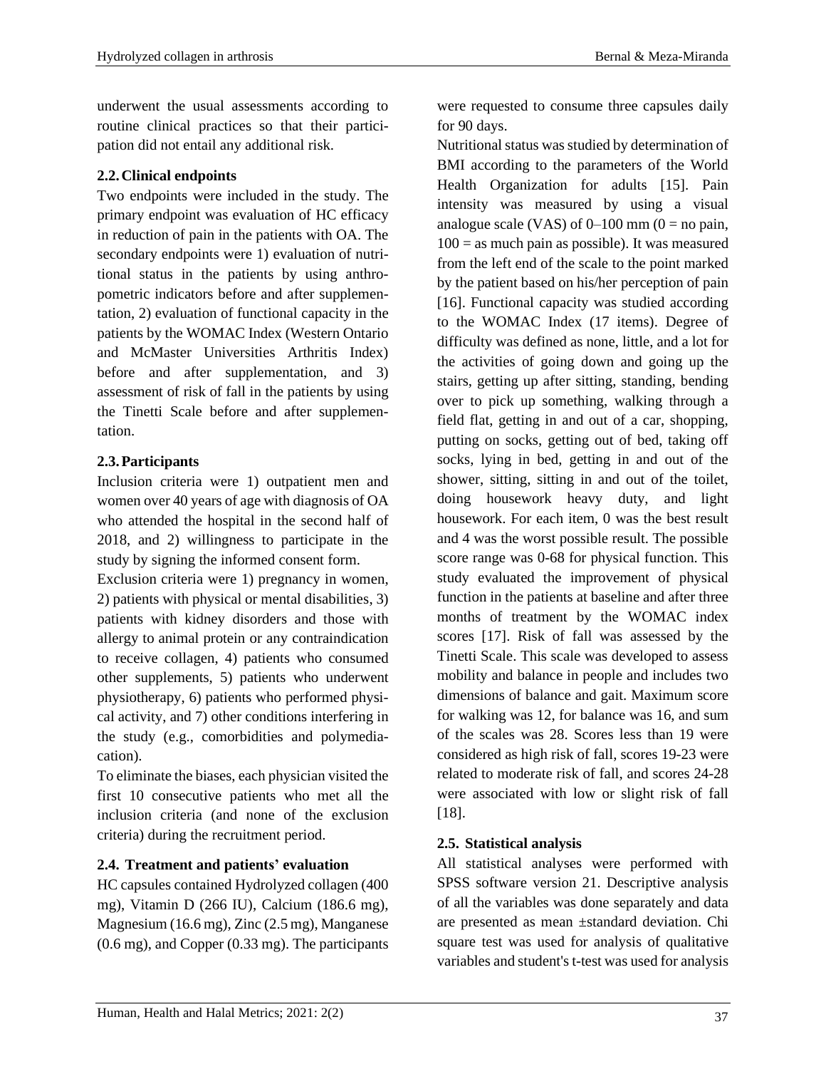underwent the usual assessments according to routine clinical practices so that their participation did not entail any additional risk.

### 2.2. Clinical endpoints

Two endpoints were included in the study. The primary endpoint was evaluation of HC efficacy in reduction of pain in the patients with OA. The secondary endpoints were 1) evaluation of nutritional status in the patients by using anthropometric indicators before and after supplementation, 2) evaluation of functional capacity in the patients by the WOMAC Index (Western Ontario and McMaster Universities Arthritis Index) before and after supplementation, and 3) assessment of risk of fall in the patients by using the Tinetti Scale before and after supplementation.

### 2.3. Participants

Inclusion criteria were 1) outpatient men and women over 40 years of age with diagnosis of OA who attended the hospital in the second half of 2018, and 2) willingness to participate in the study by signing the informed consent form.

Exclusion criteria were 1) pregnancy in women, 2) patients with physical or mental disabilities, 3) patients with kidney disorders and those with allergy to animal protein or any contraindication to receive collagen, 4) patients who consumed other supplements, 5) patients who underwent physiotherapy, 6) patients who performed physical activity, and 7) other conditions interfering in the study (e.g., comorbidities and polymediacation).

To eliminate the biases, each physician visited the first 10 consecutive patients who met all the inclusion criteria (and none of the exclusion criteria) during the recruitment period.

### 2.4. Treatment and patients' evaluation

HC capsules contained Hydrolyzed collagen (400 mg), Vitamin D (266 IU), Calcium (186.6 mg), Magnesium (16.6 mg), Zinc (2.5 mg), Manganese (0.6 mg), and Copper (0.33 mg). The participants were requested to consume three capsules daily for 90 days.

Nutritional status was studied by determination of BMI according to the parameters of the World Health Organization for adults [15]. Pain intensity was measured by using a visual analogue scale (VAS) of 0–100 mm (0 = no pain, 100 = as much pain as possible). It was measured from the left end of the scale to the point marked by the patient based on his/her perception of pain [16]. Functional capacity was studied according to the WOMAC Index (17 items). Degree of difficulty was defined as none, little, and a lot for the activities of going down and going up the stairs, getting up after sitting, standing, bending over to pick up something, walking through a field flat, getting in and out of a car, shopping, putting on socks, getting out of bed, taking off socks, lying in bed, getting in and out of the shower, sitting, sitting in and out of the toilet, doing housework heavy duty, and light housework. For each item, 0 was the best result and 4 was the worst possible result. The possible score range was 0-68 for physical function. This study evaluated the improvement of physical function in the patients at baseline and after three months of treatment by the WOMAC index scores [17]. Risk of fall was assessed by the Tinetti Scale. This scale was developed to assess mobility and balance in people and includes two dimensions of balance and gait. Maximum score for walking was 12, for balance was 16, and sum of the scales was 28. Scores less than 19 were considered as high risk of fall, scores 19-23 were related to moderate risk of fall, and scores 24-28 were associated with low or slight risk of fall [18].

### 2.5. Statistical analysis

All statistical analyses were performed with SPSS software version 21. Descriptive analysis of all the variables was done separately and data are presented as mean ±standard deviation. Chi square test was used for analysis of qualitative variables and student's t-test was used for analysis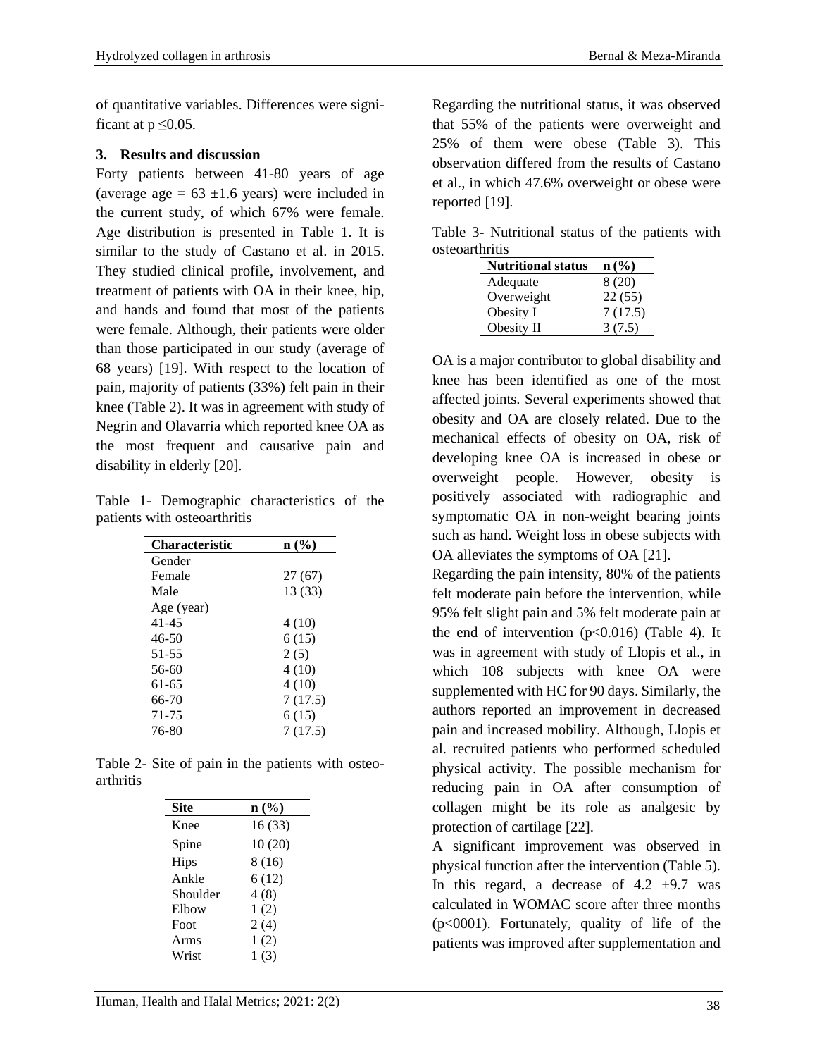of quantitative variables. Differences were significant at $p \leq 0.05$.

## 3. Results and discussion

Forty patients between 41-80 years of age (average age = 63 ±1.6 years) were included in the current study, of which 67% were female. Age distribution is presented in Table 1. It is similar to the study of Castano et al. in 2015. They studied clinical profile, involvement, and treatment of patients with OA in their knee, hip, and hands and found that most of the patients were female. Although, their patients were older than those participated in our study (average of 68 years) [19]. With respect to the location of pain, majority of patients (33%) felt pain in their knee (Table 2). It was in agreement with study of Negrin and Olavarria which reported knee OA as the most frequent and causative pain and disability in elderly [20].

Table 1- Demographic characteristics of the patients with osteoarthritis

| Characteristic | n (%) |
|---|---|
| Gender | |
| Female | 27 (67) |
| Male | 13 (33) |
| Age (year) | |
| 41-45 | 4 (10) |
| 46-50 | 6 (15) |
| 51-55 | 2 (5) |
| 56-60 | 4 (10) |
| 61-65 | 4 (10) |
| 66-70 | 7 (17.5) |
| 71-75 | 6 (15) |
| 76-80 | 7 (17.5) |

Table 2- Site of pain in the patients with osteoarthritis

| Site | n (%) |
|---|---|
| Knee | 16 (33) |
| Spine | 10 (20) |
| Hips | 8 (16) |
| Ankle | 6 (12) |
| Shoulder | 4 (8) |
| Elbow | 1 (2) |
| Foot | 2 (4) |
| Arms | 1 (2) |
| Wrist | 1 (3) |

Regarding the nutritional status, it was observed that 55% of the patients were overweight and 25% of them were obese (Table 3). This observation differed from the results of Castano et al., in which 47.6% overweight or obese were reported [19].

Table 3- Nutritional status of the patients with osteoarthritis

| Nutritional status | n (%) |
|---|---|
| Adequate | 8 (20) |
| Overweight | 22 (55) |
| Obesity I | 7 (17.5) |
| Obesity II | 3 (7.5) |

OA is a major contributor to global disability and knee has been identified as one of the most affected joints. Several experiments showed that obesity and OA are closely related. Due to the mechanical effects of obesity on OA, risk of developing knee OA is increased in obese or overweight people. However, obesity is positively associated with radiographic and symptomatic OA in non-weight bearing joints such as hand. Weight loss in obese subjects with OA alleviates the symptoms of OA [21].

Regarding the pain intensity, 80% of the patients felt moderate pain before the intervention, while 95% felt slight pain and 5% felt moderate pain at the end of intervention ($p<0.016$) (Table 4). It was in agreement with study of Llopis et al., in which 108 subjects with knee OA were supplemented with HC for 90 days. Similarly, the authors reported an improvement in decreased pain and increased mobility. Although, Llopis et al. recruited patients who performed scheduled physical activity. The possible mechanism for reducing pain in OA after consumption of collagen might be its role as analgesic by protection of cartilage [22].

A significant improvement was observed in physical function after the intervention (Table 5). In this regard, a decrease of 4.2 ±9.7 was calculated in WOMAC score after three months ($p<0001$). Fortunately, quality of life of the patients was improved after supplementation and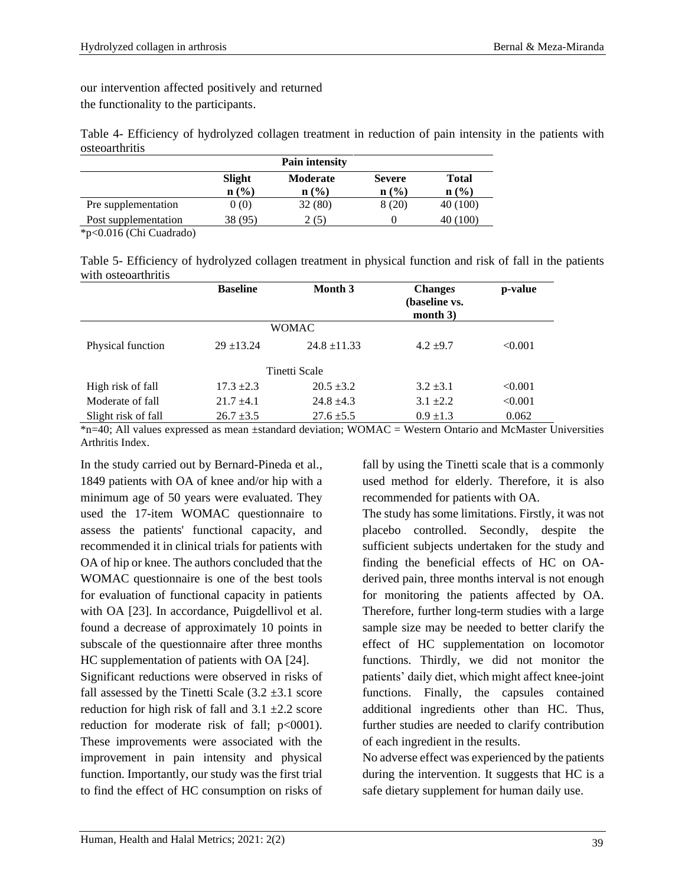our intervention affected positively and returned the functionality to the participants.

Table 4- Efficiency of hydrolyzed collagen treatment in reduction of pain intensity in the patients with osteoarthritis

| | Pain intensity | | | |
|---|---|---|---|---|
| | Slight n (%) | Moderate n (%) | Severe n (%) | Total n (%) |
| Pre supplementation | 0 (0) | 32 (80) | 8 (20) | 40 (100) |
| Post supplementation | 38 (95) | 2 (5) | 0 | 40 (100) |

*p<0.016 (Chi Cuadrado)

Table 5- Efficiency of hydrolyzed collagen treatment in physical function and risk of fall in the patients with osteoarthritis

| | Baseline | Month 3 | Changes (baseline vs. month 3) | p-value |
|---|---|---|---|---|
| | | WOMAC | | |
| Physical function | 29 ±13.24 | 24.8 ±11.33 | 4.2 ±9.7 | <0.001 |
| | | Tinetti Scale | | |
| High risk of fall | 17.3 ±2.3 | 20.5 ±3.2 | 3.2 ±3.1 | <0.001 |
| Moderate of fall | 21.7 ±4.1 | 24.8 ±4.3 | 3.1 ±2.2 | <0.001 |
| Slight risk of fall | 26.7 ±3.5 | 27.6 ±5.5 | 0.9 ±1.3 | 0.062 |

*n=40; All values expressed as mean ±standard deviation; WOMAC = Western Ontario and McMaster Universities Arthritis Index.

In the study carried out by Bernard-Pineda et al., 1849 patients with OA of knee and/or hip with a minimum age of 50 years were evaluated. They used the 17-item WOMAC questionnaire to assess the patients' functional capacity, and recommended it in clinical trials for patients with OA of hip or knee. The authors concluded that the WOMAC questionnaire is one of the best tools for evaluation of functional capacity in patients with OA [23]. In accordance, Puigdellivol et al. found a decrease of approximately 10 points in subscale of the questionnaire after three months HC supplementation of patients with OA [24].

Significant reductions were observed in risks of fall assessed by the Tinetti Scale (3.2 ±3.1 score reduction for high risk of fall and 3.1 ±2.2 score reduction for moderate risk of fall; p<0001). These improvements were associated with the improvement in pain intensity and physical function. Importantly, our study was the first trial to find the effect of HC consumption on risks of fall by using the Tinetti scale that is a commonly used method for elderly. Therefore, it is also recommended for patients with OA.

The study has some limitations. Firstly, it was not placebo controlled. Secondly, despite the sufficient subjects undertaken for the study and finding the beneficial effects of HC on OA-derived pain, three months interval is not enough for monitoring the patients affected by OA. Therefore, further long-term studies with a large sample size may be needed to better clarify the effect of HC supplementation on locomotor functions. Thirdly, we did not monitor the patients' daily diet, which might affect knee-joint functions. Finally, the capsules contained additional ingredients other than HC. Thus, further studies are needed to clarify contribution of each ingredient in the results.

No adverse effect was experienced by the patients during the intervention. It suggests that HC is a safe dietary supplement for human daily use.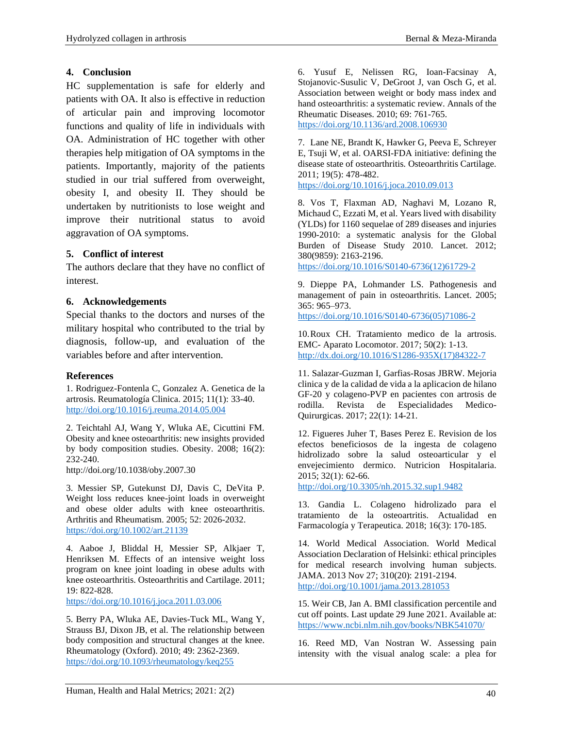## 4. Conclusion

HC supplementation is safe for elderly and patients with OA. It also is effective in reduction of articular pain and improving locomotor functions and quality of life in individuals with OA. Administration of HC together with other therapies help mitigation of OA symptoms in the patients. Importantly, majority of the patients studied in our trial suffered from overweight, obesity I, and obesity II. They should be undertaken by nutritionists to lose weight and improve their nutritional status to avoid aggravation of OA symptoms.

## 5. Conflict of interest

The authors declare that they have no conflict of interest.

## 6. Acknowledgements

Special thanks to the doctors and nurses of the military hospital who contributed to the trial by diagnosis, follow-up, and evaluation of the variables before and after intervention.

## References

1. Rodriguez-Fontenla C, Gonzalez A. Genetica de la artrosis. Reumatología Clinica. 2015; 11(1): 33-40. http://doi.org/10.1016/j.reuma.2014.05.004

2. Teichtahl AJ, Wang Y, Wluka AE, Cicuttini FM. Obesity and knee osteoarthritis: new insights provided by body composition studies. Obesity. 2008; 16(2): 232-240. http://doi.org/10.1038/oby.2007.30

3. Messier SP, Gutekunst DJ, Davis C, DeVita P. Weight loss reduces knee-joint loads in overweight and obese older adults with knee osteoarthritis. Arthritis and Rheumatism. 2005; 52: 2026-2032. https://doi.org/10.1002/art.21139

4. Aaboe J, Bliddal H, Messier SP, Alkjaer T, Henriksen M. Effects of an intensive weight loss program on knee joint loading in obese adults with knee osteoarthritis. Osteoarthritis and Cartilage. 2011; 19: 822-828. https://doi.org/10.1016/j.joca.2011.03.006

5. Berry PA, Wluka AE, Davies-Tuck ML, Wang Y, Strauss BJ, Dixon JB, et al. The relationship between body composition and structural changes at the knee. Rheumatology (Oxford). 2010; 49: 2362-2369. https://doi.org/10.1093/rheumatology/keq255

6. Yusuf E, Nelissen RG, Ioan-Facsinay A, Stojanovic-Susulic V, DeGroot J, van Osch G, et al. Association between weight or body mass index and hand osteoarthritis: a systematic review. Annals of the Rheumatic Diseases. 2010; 69: 761-765. https://doi.org/10.1136/ard.2008.106930

7. Lane NE, Brandt K, Hawker G, Peeva E, Schreyer E, Tsuji W, et al. OARSI-FDA initiative: defining the disease state of osteoarthritis. Osteoarthritis Cartilage. 2011; 19(5): 478-482. https://doi.org/10.1016/j.joca.2010.09.013

8. Vos T, Flaxman AD, Naghavi M, Lozano R, Michaud C, Ezzati M, et al. Years lived with disability (YLDs) for 1160 sequelae of 289 diseases and injuries 1990-2010: a systematic analysis for the Global Burden of Disease Study 2010. Lancet. 2012; 380(9859): 2163-2196. https://doi.org/10.1016/S0140-6736(12)61729-2

9. Dieppe PA, Lohmander LS. Pathogenesis and management of pain in osteoarthritis. Lancet. 2005; 365: 965–973. https://doi.org/10.1016/S0140-6736(05)71086-2

10. Roux CH. Tratamiento medico de la artrosis. EMC- Aparato Locomotor. 2017; 50(2): 1-13. http://dx.doi.org/10.1016/S1286-935X(17)84322-7

11. Salazar-Guzman I, Garfias-Rosas JBRW. Mejoria clinica y de la calidad de vida a la aplicacion de hilano GF-20 y colageno-PVP en pacientes con artrosis de rodilla. Revista de Especialidades Medico-Quirurgicas. 2017; 22(1): 14-21.

12. Figueres Juher T, Bases Perez E. Revision de los efectos beneficiosos de la ingesta de colageno hidrolizado sobre la salud osteoarticular y el envejecimiento dermico. Nutricion Hospitalaria. 2015; 32(1): 62-66. http://doi.org/10.3305/nh.2015.32.sup1.9482

13. Gandia L. Colageno hidrolizado para el tratamiento de la osteoartritis. Actualidad en Farmacología y Terapeutica. 2018; 16(3): 170-185.

14. World Medical Association. World Medical Association Declaration of Helsinki: ethical principles for medical research involving human subjects. JAMA. 2013 Nov 27; 310(20): 2191-2194. http://doi.org/10.1001/jama.2013.281053

15. Weir CB, Jan A. BMI classification percentile and cut off points. Last update 29 June 2021. Available at: https://www.ncbi.nlm.nih.gov/books/NBK541070/

16. Reed MD, Van Nostran W. Assessing pain intensity with the visual analog scale: a plea for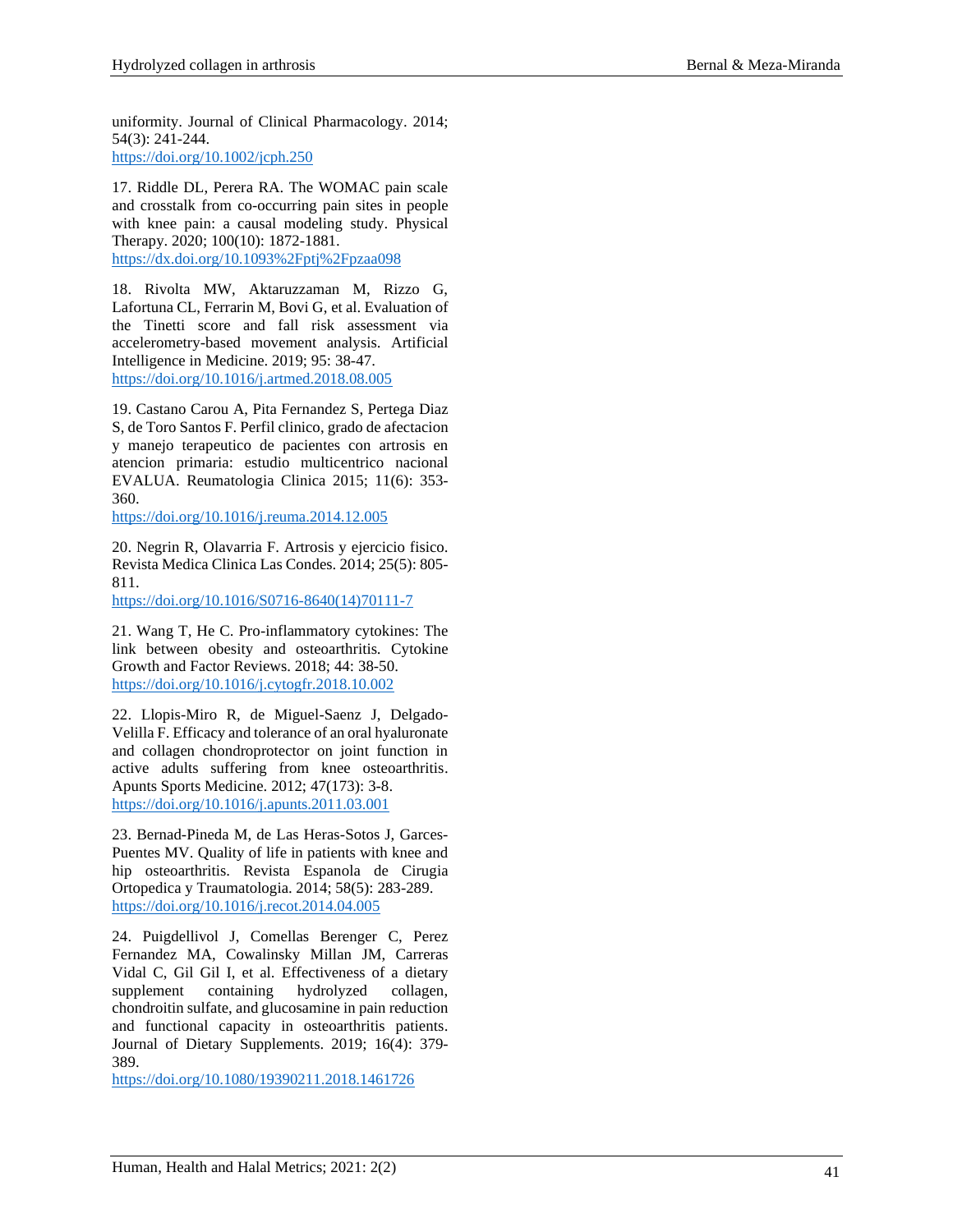uniformity. Journal of Clinical Pharmacology. 2014; 54(3): 241-244.
https://doi.org/10.1002/jcph.250

17. Riddle DL, Perera RA. The WOMAC pain scale and crosstalk from co-occurring pain sites in people with knee pain: a causal modeling study. Physical Therapy. 2020; 100(10): 1872-1881.
https://dx.doi.org/10.1093%2Fptj%2Fpzaa098

18. Rivolta MW, Aktaruzzaman M, Rizzo G, Lafortuna CL, Ferrarin M, Bovi G, et al. Evaluation of the Tinetti score and fall risk assessment via accelerometry-based movement analysis. Artificial Intelligence in Medicine. 2019; 95: 38-47.
https://doi.org/10.1016/j.artmed.2018.08.005

19. Castano Carou A, Pita Fernandez S, Pertega Diaz S, de Toro Santos F. Perfil clinico, grado de afectacion y manejo terapeutico de pacientes con artrosis en atencion primaria: estudio multicentrico nacional EVALUA. Reumatologia Clinica 2015; 11(6): 353-360.
https://doi.org/10.1016/j.reuma.2014.12.005

20. Negrin R, Olavarria F. Artrosis y ejercicio fisico. Revista Medica Clinica Las Condes. 2014; 25(5): 805-811.
https://doi.org/10.1016/S0716-8640(14)70111-7

21. Wang T, He C. Pro-inflammatory cytokines: The link between obesity and osteoarthritis. Cytokine Growth and Factor Reviews. 2018; 44: 38-50.
https://doi.org/10.1016/j.cytogfr.2018.10.002

22. Llopis-Miro R, de Miguel-Saenz J, Delgado-Velilla F. Efficacy and tolerance of an oral hyaluronate and collagen chondroprotector on joint function in active adults suffering from knee osteoarthritis. Apunts Sports Medicine. 2012; 47(173): 3-8.
https://doi.org/10.1016/j.apunts.2011.03.001

23. Bernad-Pineda M, de Las Heras-Sotos J, Garces-Puentes MV. Quality of life in patients with knee and hip osteoarthritis. Revista Espanola de Cirugia Ortopedica y Traumatologia. 2014; 58(5): 283-289.
https://doi.org/10.1016/j.recot.2014.04.005

24. Puigdellivol J, Comellas Berenger C, Perez Fernandez MA, Cowalinsky Millan JM, Carreras Vidal C, Gil Gil I, et al. Effectiveness of a dietary supplement containing hydrolyzed collagen, chondroitin sulfate, and glucosamine in pain reduction and functional capacity in osteoarthritis patients. Journal of Dietary Supplements. 2019; 16(4): 379-389.
https://doi.org/10.1080/19390211.2018.1461726